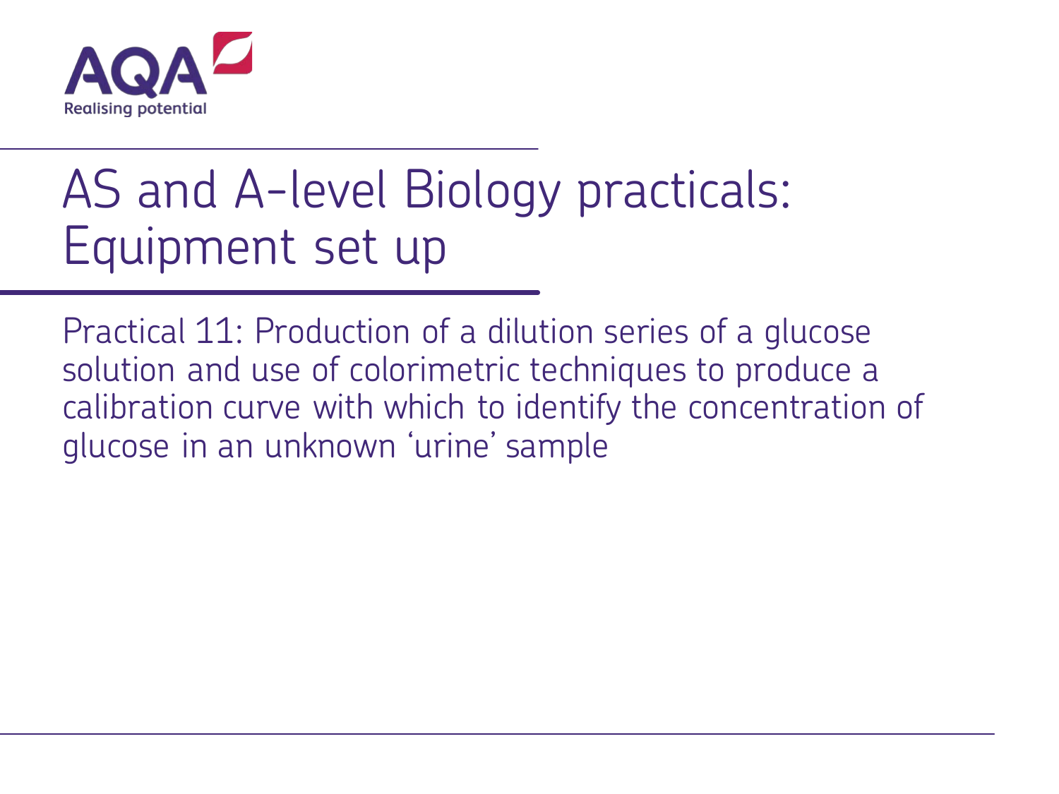# AS and A-level Biology practicals: Equipment set up

Practical 11: Production of a dilution series of a glucose solution and use of colorimetric techniques to produce a calibration curve with which to identify the concentration of glucose in an unknown 'urine' sample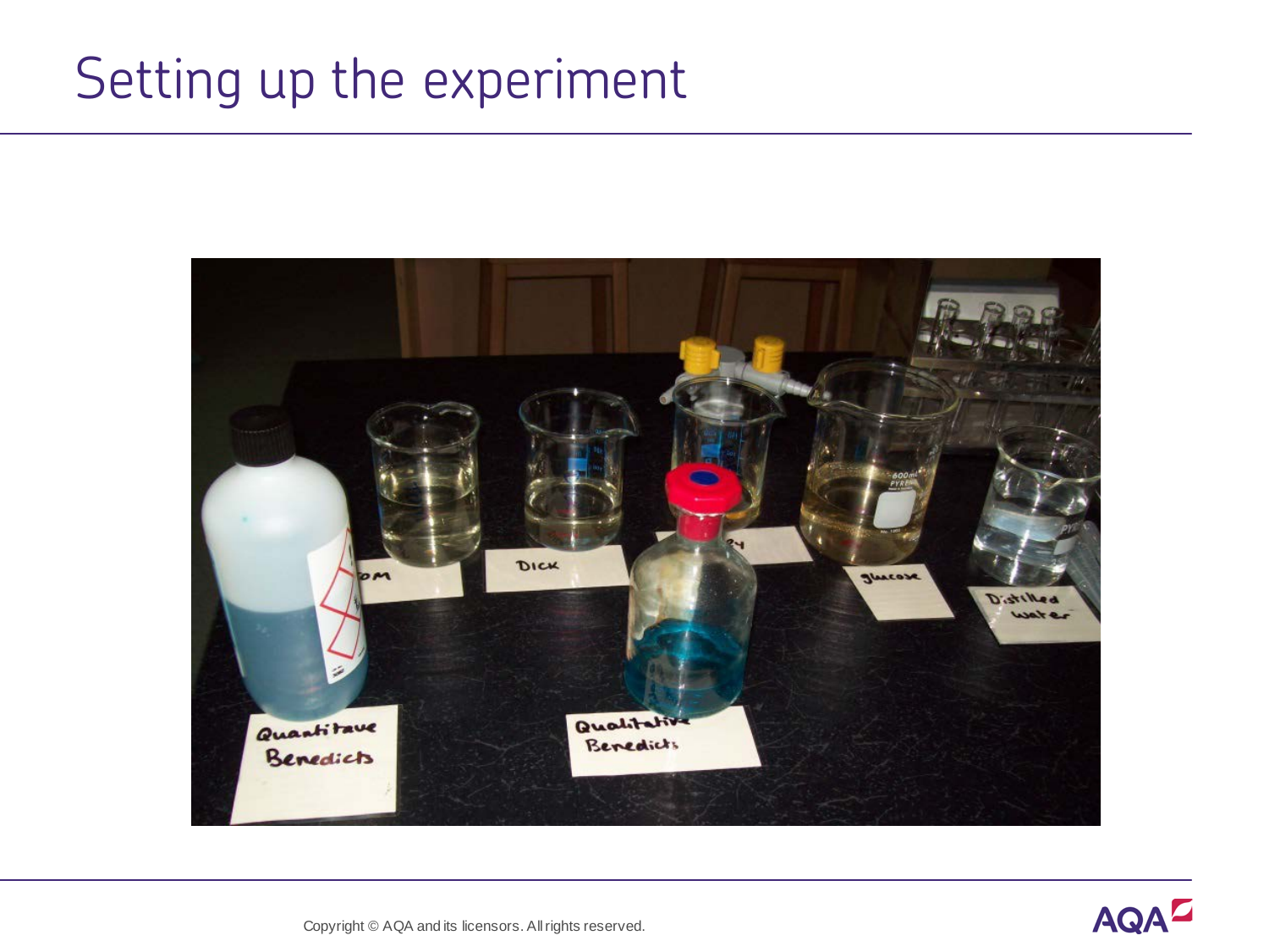# Setting up the experiment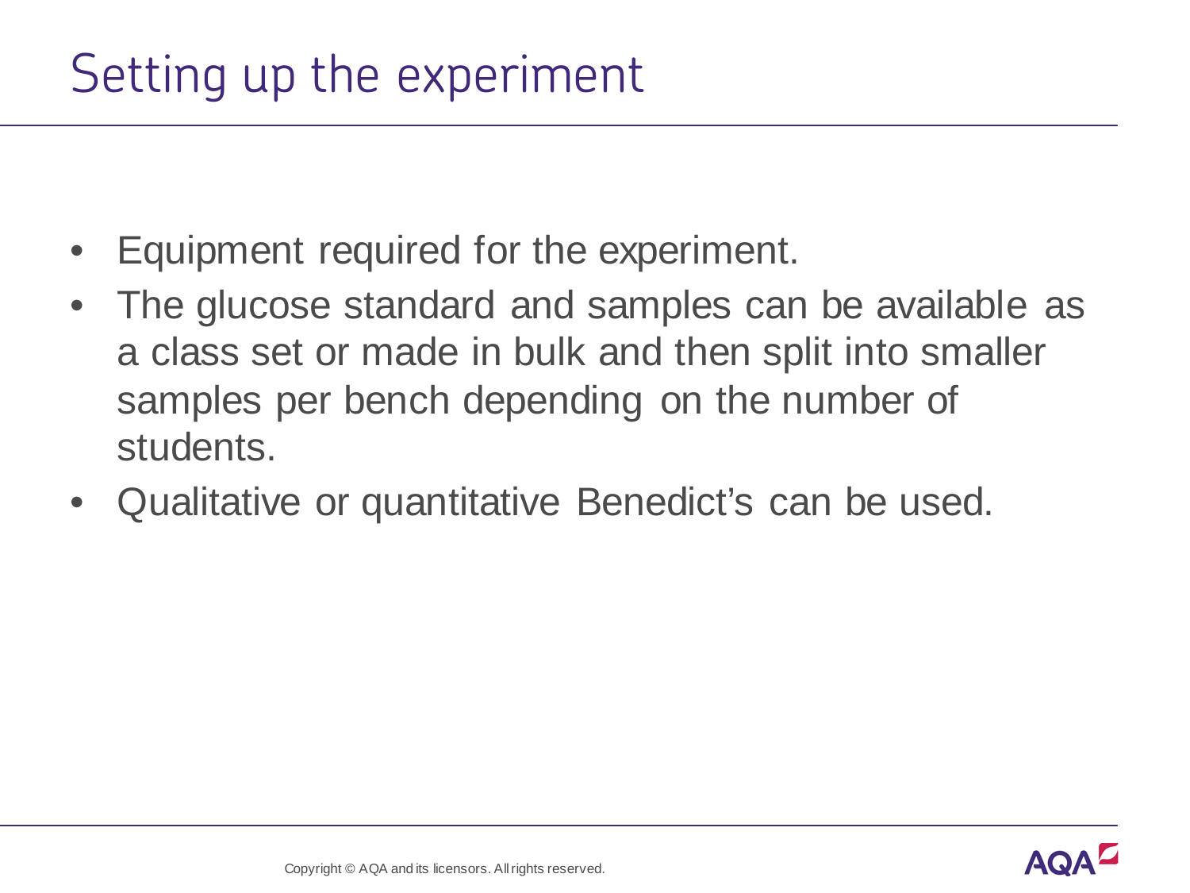# Setting up the experiment

- Equipment required for the experiment.
- The glucose standard and samples can be available as a class set or made in bulk and then split into smaller samples per bench depending on the number of students.
- Qualitative or quantitative Benedict's can be used.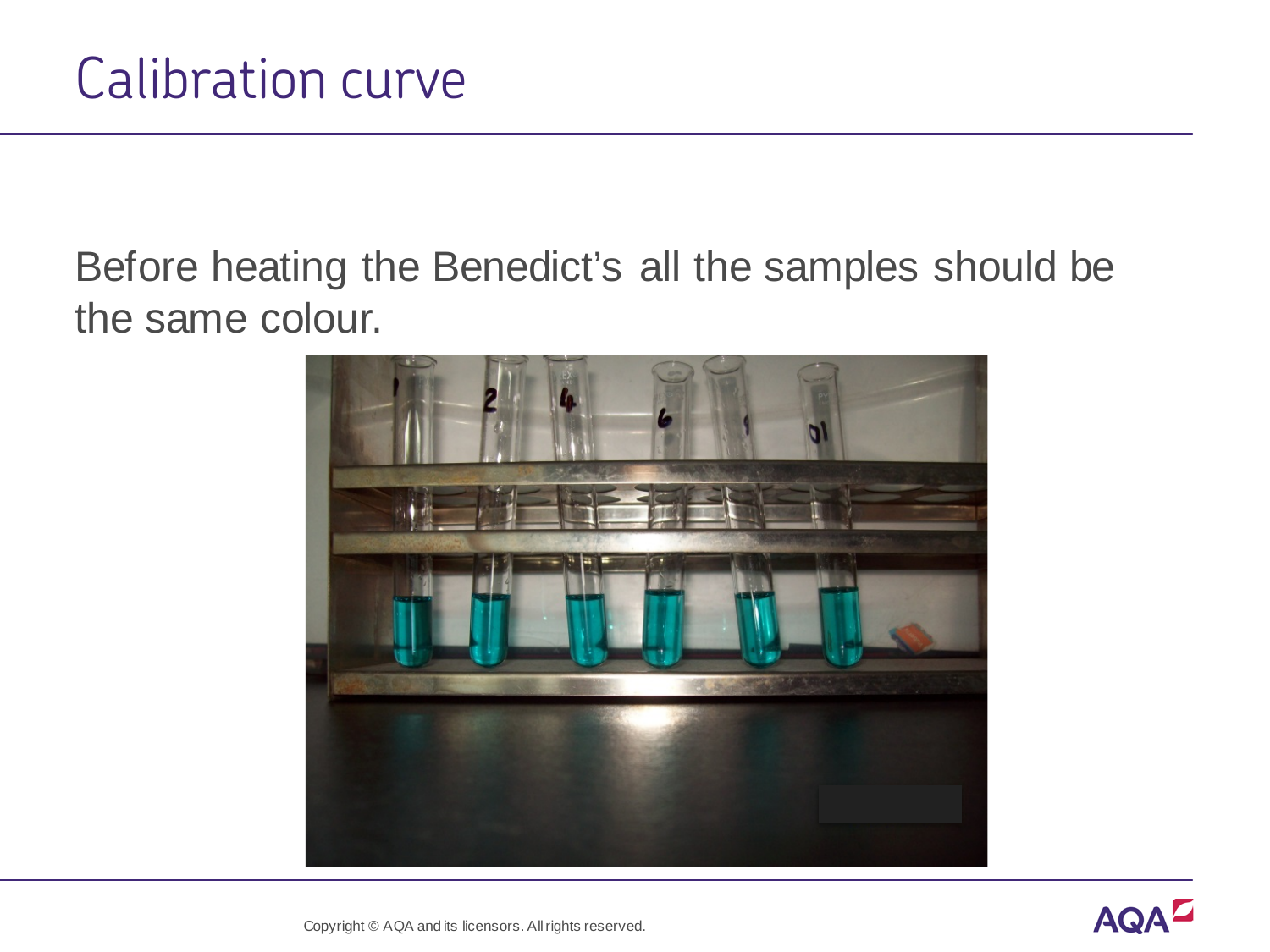# Calibration curve

Before heating the Benedict's all the samples should be the same colour.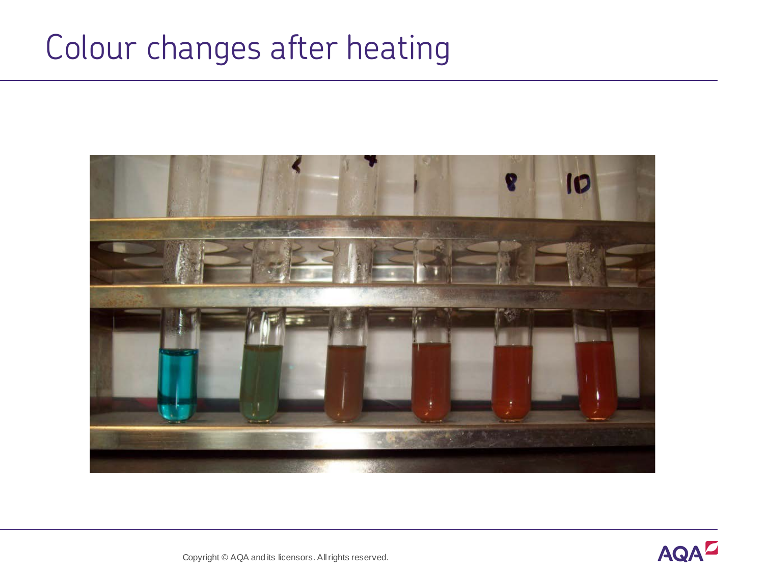# Colour changes after heating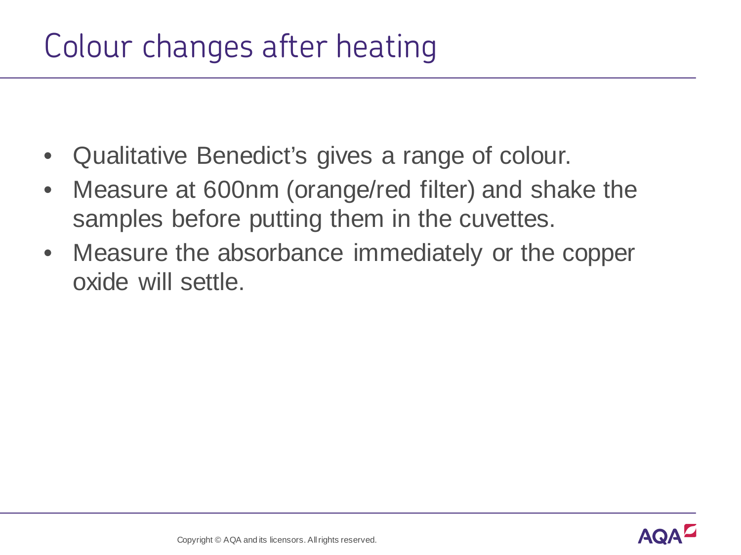# Colour changes after heating

- Qualitative Benedict's gives a range of colour.
- Measure at 600nm (orange/red filter) and shake the samples before putting them in the cuvettes.
- Measure the absorbance immediately or the copper oxide will settle.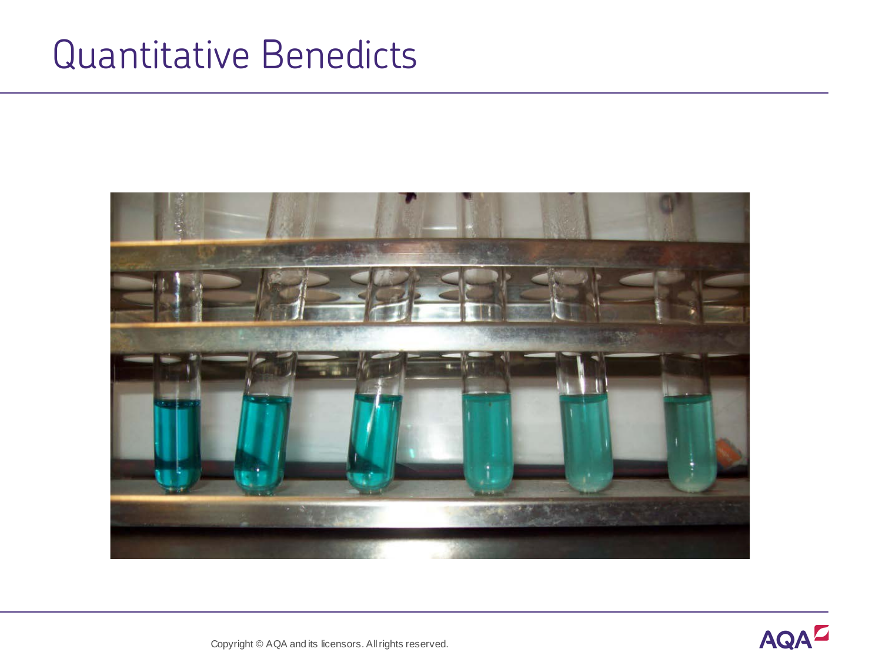# Quantitative Benedicts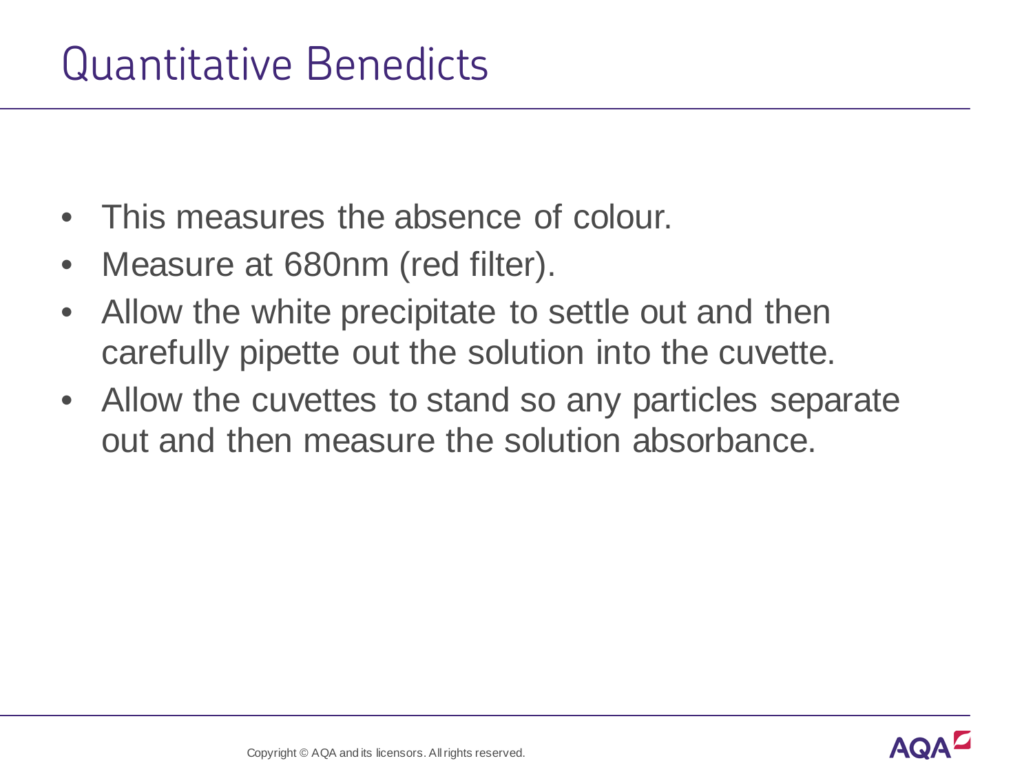# Quantitative Benedicts

- This measures the absence of colour.
- Measure at 680nm (red filter).
- Allow the white precipitate to settle out and then carefully pipette out the solution into the cuvette.
- Allow the cuvettes to stand so any particles separate out and then measure the solution absorbance.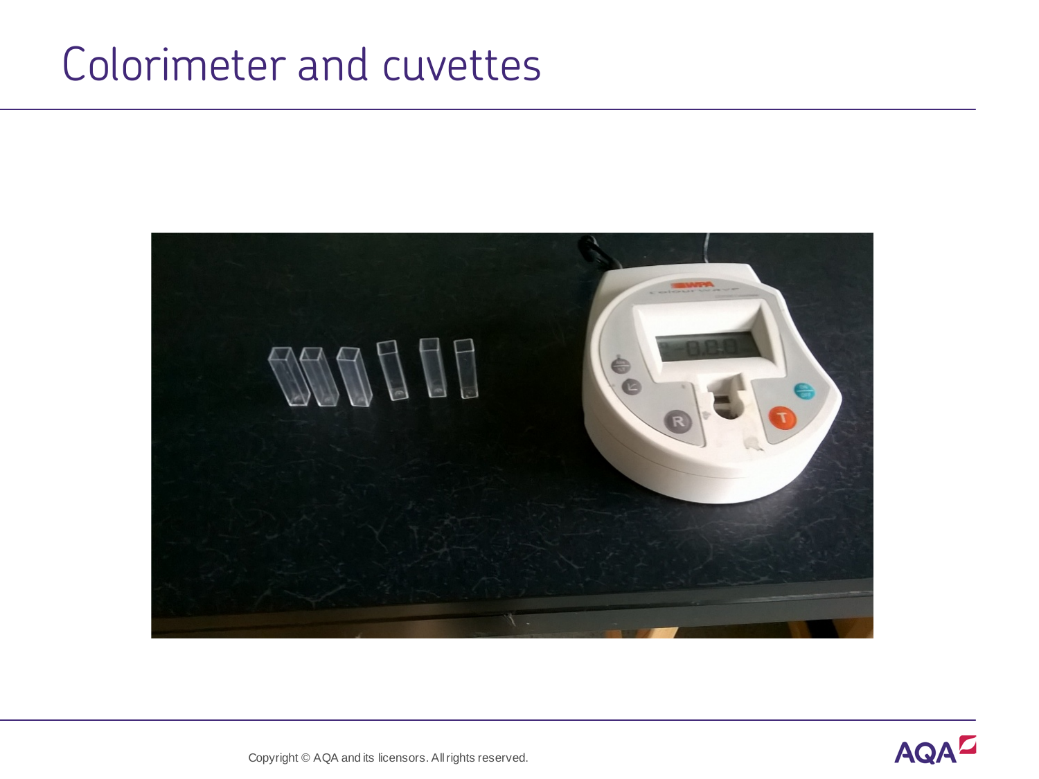# Colorimeter and cuvettes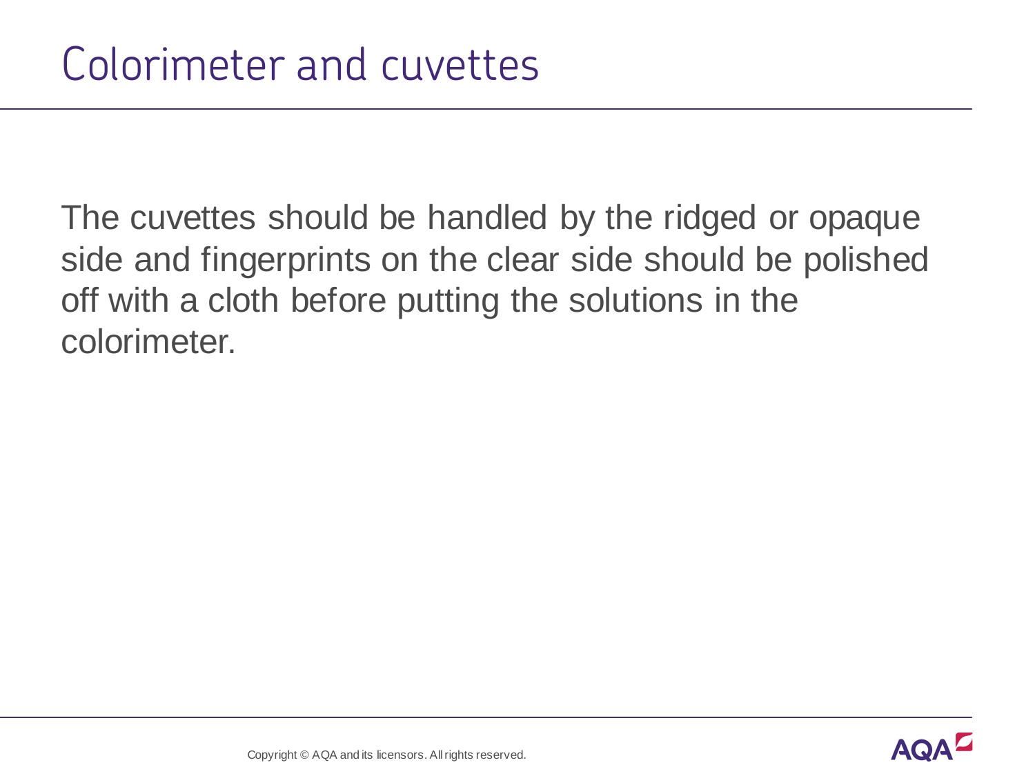# Colorimeter and cuvettes

The cuvettes should be handled by the ridged or opaque side and fingerprints on the clear side should be polished off with a cloth before putting the solutions in the colorimeter.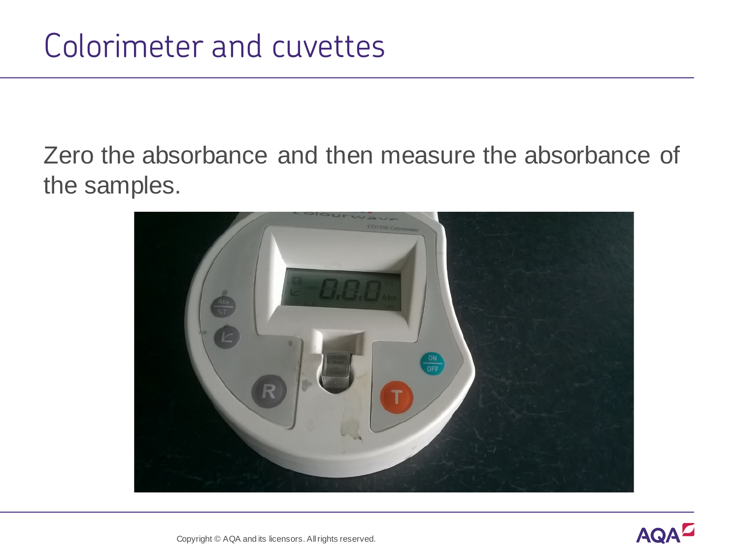# Colorimeter and cuvettes

Zero the absorbance and then measure the absorbance of the samples.